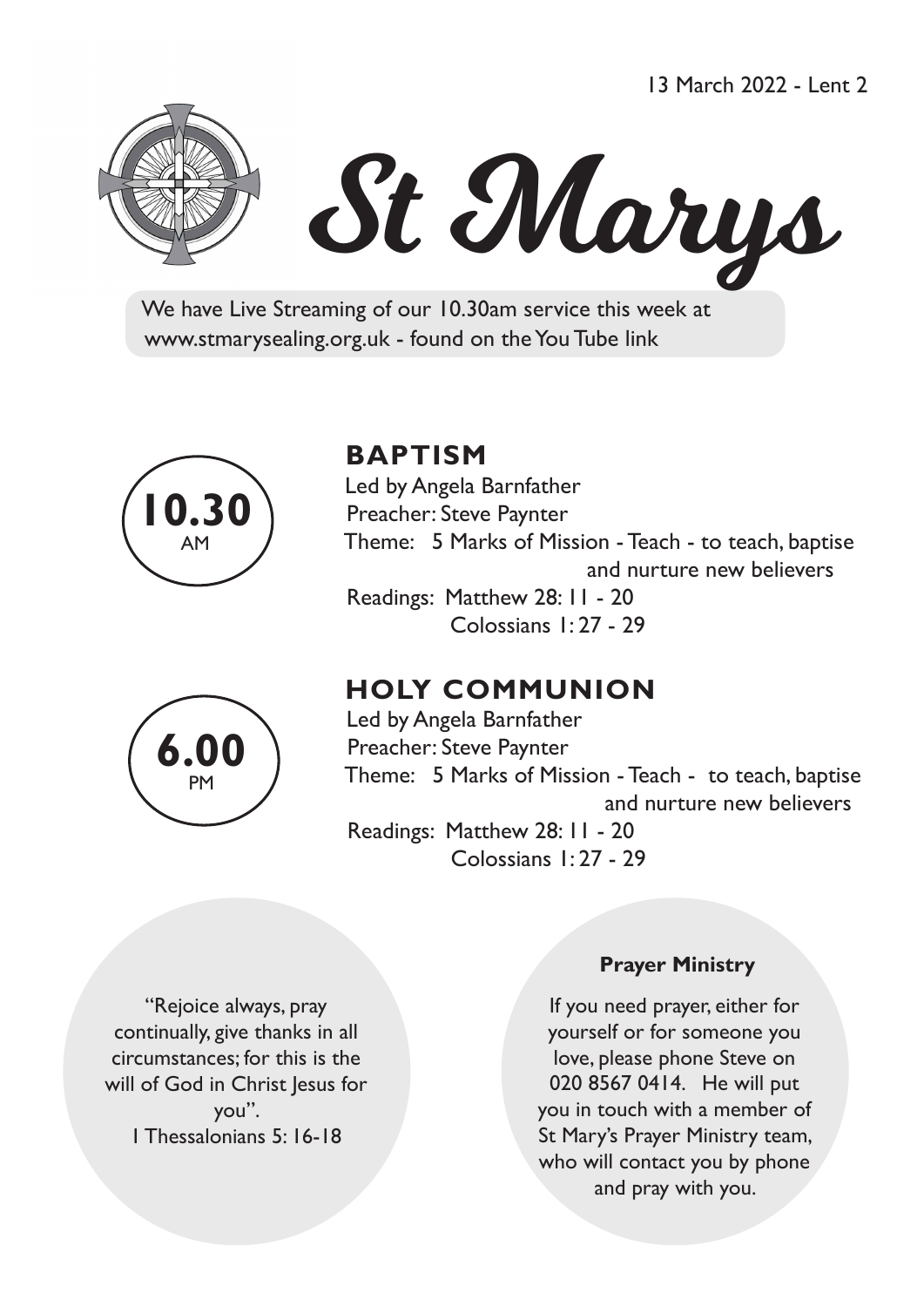13 March 2022 - Lent 2

# St Marys

We have Live Streaming of our 10.30am service this week at www.stmarysealing.org.uk - found on the You Tube link

**10.30** AM

## BAPTISM

Led by Angela Barnfather
Preacher: Steve Paynter
Theme: 5 Marks of Mission - Teach - to teach, baptise and nurture new believers
Readings: Matthew 28: 11 - 20
Colossians 1: 27 - 29

**6.00** PM

## HOLY COMMUNION

Led by Angela Barnfather
Preacher: Steve Paynter
Theme: 5 Marks of Mission - Teach - to teach, baptise and nurture new believers
Readings: Matthew 28: 11 - 20
Colossians 1: 27 - 29

"Rejoice always, pray continually, give thanks in all circumstances; for this is the will of God in Christ Jesus for you".
1 Thessalonians 5: 16-18

**Prayer Ministry**

If you need prayer, either for yourself or for someone you love, please phone Steve on 020 8567 0414. He will put you in touch with a member of St Mary's Prayer Ministry team, who will contact you by phone and pray with you.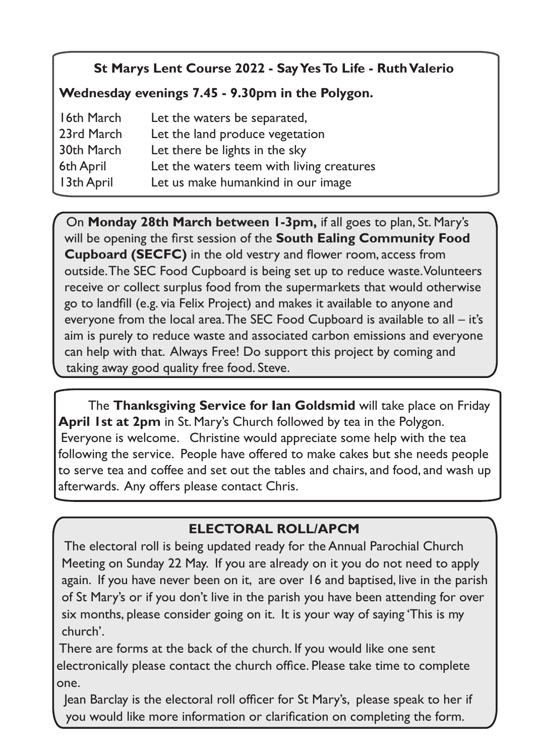**St Marys Lent Course 2022 - Say Yes To Life - Ruth Valerio**

**Wednesday evenings 7.45 - 9.30pm in the Polygon.**

| | |
|---|---|
| 16th March | Let the waters be separated, |
| 23rd March | Let the land produce vegetation |
| 30th March | Let there be lights in the sky |
| 6th April | Let the waters teem with living creatures |
| 13th April | Let us make humankind in our image |

On **Monday 28th March between 1-3pm,** if all goes to plan, St. Mary's will be opening the first session of the **South Ealing Community Food Cupboard (SECFC)** in the old vestry and flower room, access from outside. The SEC Food Cupboard is being set up to reduce waste. Volunteers receive or collect surplus food from the supermarkets that would otherwise go to landfill (e.g. via Felix Project) and makes it available to anyone and everyone from the local area. The SEC Food Cupboard is available to all – it's aim is purely to reduce waste and associated carbon emissions and everyone can help with that. Always Free! Do support this project by coming and taking away good quality free food. Steve.

The **Thanksgiving Service for Ian Goldsmid** will take place on Friday **April 1st at 2pm** in St. Mary's Church followed by tea in the Polygon. Everyone is welcome. Christine would appreciate some help with the tea following the service. People have offered to make cakes but she needs people to serve tea and coffee and set out the tables and chairs, and food, and wash up afterwards. Any offers please contact Chris.

## ELECTORAL ROLL/APCM

The electoral roll is being updated ready for the Annual Parochial Church Meeting on Sunday 22 May. If you are already on it you do not need to apply again. If you have never been on it, are over 16 and baptised, live in the parish of St Mary's or if you don't live in the parish you have been attending for over six months, please consider going on it. It is your way of saying 'This is my church'.

There are forms at the back of the church. If you would like one sent electronically please contact the church office. Please take time to complete one.

Jean Barclay is the electoral roll officer for St Mary's, please speak to her if you would like more information or clarification on completing the form.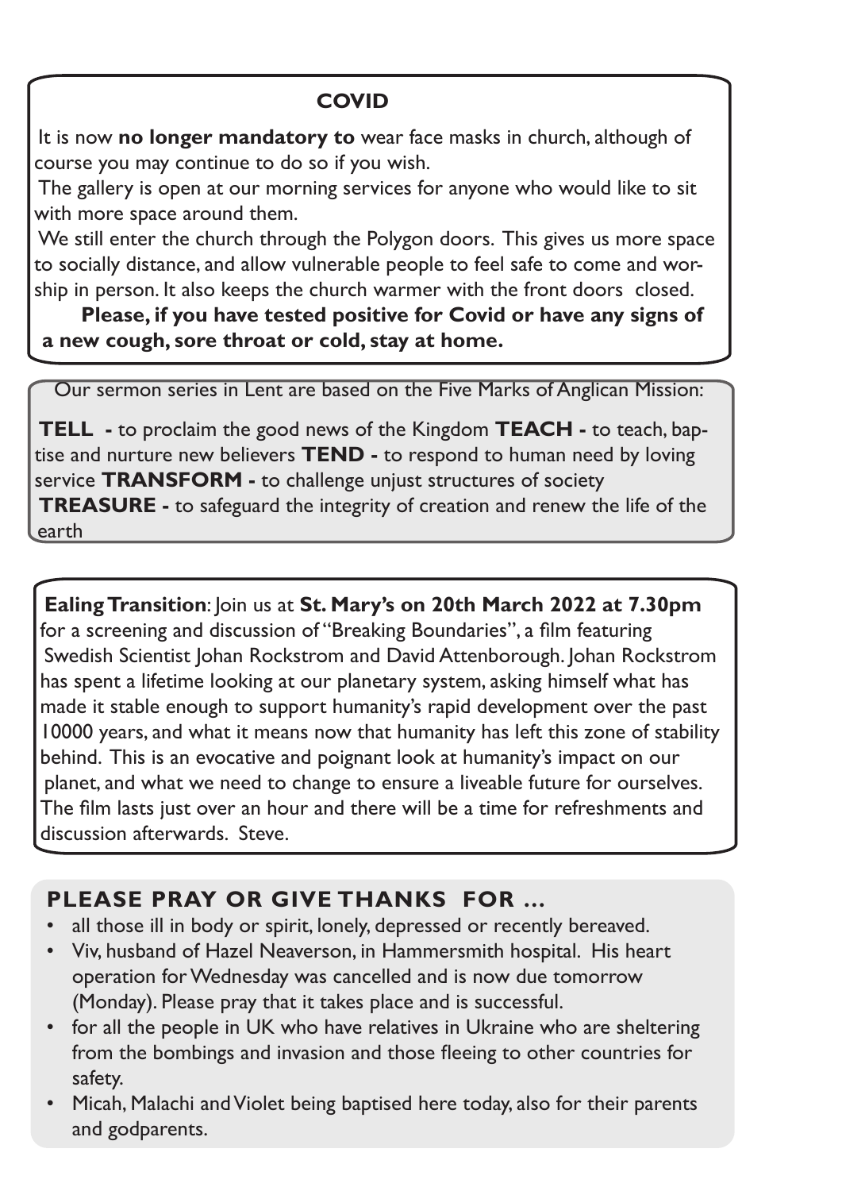## COVID

It is now **no longer mandatory to** wear face masks in church, although of course you may continue to do so if you wish.

The gallery is open at our morning services for anyone who would like to sit with more space around them.

We still enter the church through the Polygon doors. This gives us more space to socially distance, and allow vulnerable people to feel safe to come and worship in person. It also keeps the church warmer with the front doors closed.

**Please, if you have tested positive for Covid or have any signs of a new cough, sore throat or cold, stay at home.**

---

Our sermon series in Lent are based on the Five Marks of Anglican Mission:

**TELL -** to proclaim the good news of the Kingdom **TEACH -** to teach, baptise and nurture new believers **TEND -** to respond to human need by loving service **TRANSFORM -** to challenge unjust structures of society **TREASURE -** to safeguard the integrity of creation and renew the life of the earth

---

**Ealing Transition**: Join us at **St. Mary's on 20th March 2022 at 7.30pm** for a screening and discussion of "Breaking Boundaries", a film featuring Swedish Scientist Johan Rockstrom and David Attenborough. Johan Rockstrom has spent a lifetime looking at our planetary system, asking himself what has made it stable enough to support humanity's rapid development over the past 10000 years, and what it means now that humanity has left this zone of stability behind. This is an evocative and poignant look at humanity's impact on our planet, and what we need to change to ensure a liveable future for ourselves. The film lasts just over an hour and there will be a time for refreshments and discussion afterwards. Steve.

---

## PLEASE PRAY OR GIVE THANKS FOR ...

- all those ill in body or spirit, lonely, depressed or recently bereaved.
- Viv, husband of Hazel Neaverson, in Hammersmith hospital. His heart operation for Wednesday was cancelled and is now due tomorrow (Monday). Please pray that it takes place and is successful.
- for all the people in UK who have relatives in Ukraine who are sheltering from the bombings and invasion and those fleeing to other countries for safety.
- Micah, Malachi and Violet being baptised here today, also for their parents and godparents.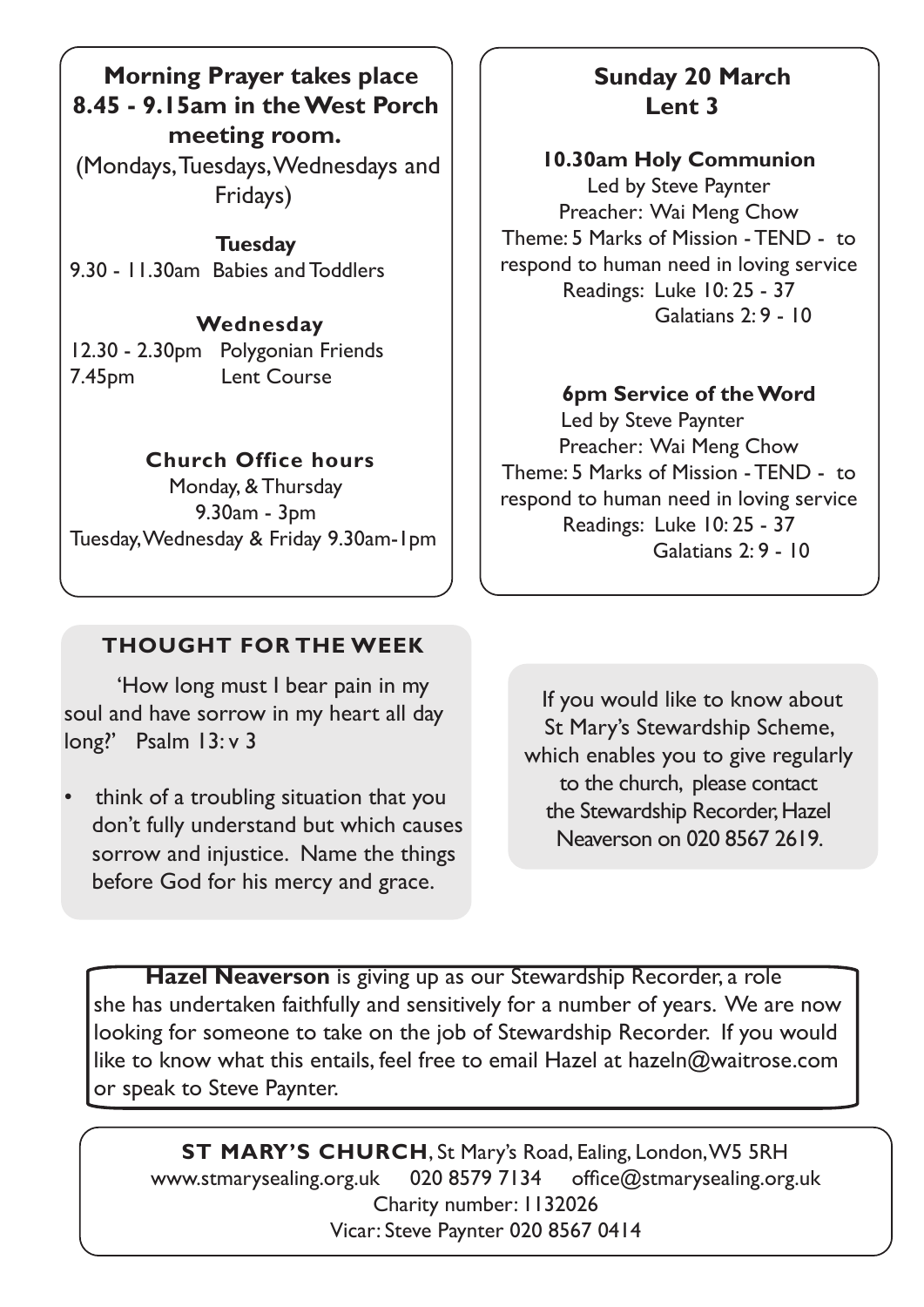**Morning Prayer takes place 8.45 - 9.15am in the West Porch meeting room.**

(Mondays, Tuesdays, Wednesdays and Fridays)

**Tuesday**

9.30 - 11.30am Babies and Toddlers

**Wednesday**

12.30 - 2.30pm Polygonian Friends
7.45pm Lent Course

**Church Office hours**

Monday, & Thursday
9.30am - 3pm
Tuesday, Wednesday & Friday 9.30am-1pm

## Sunday 20 March
## Lent 3

**10.30am Holy Communion**

Led by Steve Paynter
Preacher: Wai Meng Chow
Theme: 5 Marks of Mission - TEND - to respond to human need in loving service
Readings: Luke 10: 25 - 37
Galatians 2: 9 - 10

**6pm Service of the Word**

Led by Steve Paynter
Preacher: Wai Meng Chow
Theme: 5 Marks of Mission - TEND - to respond to human need in loving service
Readings: Luke 10: 25 - 37
Galatians 2: 9 - 10

## THOUGHT FOR THE WEEK

'How long must I bear pain in my soul and have sorrow in my heart all day long?' Psalm 13: v 3

- think of a troubling situation that you don't fully understand but which causes sorrow and injustice. Name the things before God for his mercy and grace.

If you would like to know about St Mary's Stewardship Scheme, which enables you to give regularly to the church, please contact the Stewardship Recorder, Hazel Neaverson on 020 8567 2619.

**Hazel Neaverson** is giving up as our Stewardship Recorder, a role she has undertaken faithfully and sensitively for a number of years. We are now looking for someone to take on the job of Stewardship Recorder. If you would like to know what this entails, feel free to email Hazel at hazeln@waitrose.com or speak to Steve Paynter.

**ST MARY'S CHURCH**, St Mary's Road, Ealing, London, W5 5RH
www.stmarysealing.org.uk 020 8579 7134 office@stmarysealing.org.uk
Charity number: 1132026
Vicar: Steve Paynter 020 8567 0414